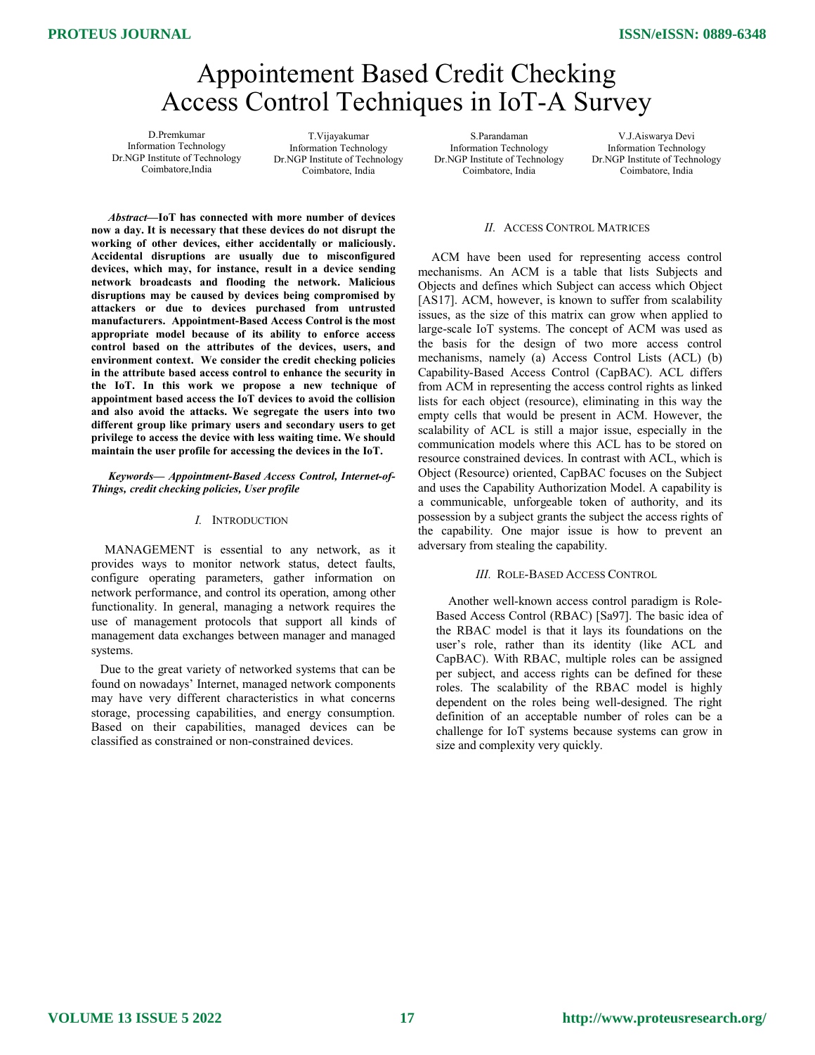# Appointement Based Credit Checking Access Control Techniques in IoT-A Survey

D.Premkumar
Information Technology
Dr.NGP Institute of Technology
Coimbatore,India

T.Vijayakumar
Information Technology
Dr.NGP Institute of Technology
Coimbatore, India

S.Parandaman
Information Technology
Dr.NGP Institute of Technology
Coimbatore, India

V.J.Aiswarya Devi
Information Technology
Dr.NGP Institute of Technology
Coimbatore, India

***Abstract*—IoT has connected with more number of devices now a day. It is necessary that these devices do not disrupt the working of other devices, either accidentally or maliciously. Accidental disruptions are usually due to misconfigured devices, which may, for instance, result in a device sending network broadcasts and flooding the network. Malicious disruptions may be caused by devices being compromised by attackers or due to devices purchased from untrusted manufacturers. Appointment-Based Access Control is the most appropriate model because of its ability to enforce access control based on the attributes of the devices, users, and environment context. We consider the credit checking policies in the attribute based access control to enhance the security in the IoT. In this work we propose a new technique of appointment based access the IoT devices to avoid the collision and also avoid the attacks. We segregate the users into two different group like primary users and secondary users to get privilege to access the device with less waiting time. We should maintain the user profile for accessing the devices in the IoT.**

***Keywords— Appointment-Based Access Control, Internet-of-Things, credit checking policies, User profile***

## I. Introduction

MANAGEMENT is essential to any network, as it provides ways to monitor network status, detect faults, configure operating parameters, gather information on network performance, and control its operation, among other functionality. In general, managing a network requires the use of management protocols that support all kinds of management data exchanges between manager and managed systems.

Due to the great variety of networked systems that can be found on nowadays' Internet, managed network components may have very different characteristics in what concerns storage, processing capabilities, and energy consumption. Based on their capabilities, managed devices can be classified as constrained or non-constrained devices.

## II. Access Control Matrices

ACM have been used for representing access control mechanisms. An ACM is a table that lists Subjects and Objects and defines which Subject can access which Object [AS17]. ACM, however, is known to suffer from scalability issues, as the size of this matrix can grow when applied to large-scale IoT systems. The concept of ACM was used as the basis for the design of two more access control mechanisms, namely (a) Access Control Lists (ACL) (b) Capability-Based Access Control (CapBAC). ACL differs from ACM in representing the access control rights as linked lists for each object (resource), eliminating in this way the empty cells that would be present in ACM. However, the scalability of ACL is still a major issue, especially in the communication models where this ACL has to be stored on resource constrained devices. In contrast with ACL, which is Object (Resource) oriented, CapBAC focuses on the Subject and uses the Capability Authorization Model. A capability is a communicable, unforgeable token of authority, and its possession by a subject grants the subject the access rights of the capability. One major issue is how to prevent an adversary from stealing the capability.

## III. Role-Based Access Control

Another well-known access control paradigm is Role-Based Access Control (RBAC) [Sa97]. The basic idea of the RBAC model is that it lays its foundations on the user's role, rather than its identity (like ACL and CapBAC). With RBAC, multiple roles can be assigned per subject, and access rights can be defined for these roles. The scalability of the RBAC model is highly dependent on the roles being well-designed. The right definition of an acceptable number of roles can be a challenge for IoT systems because systems can grow in size and complexity very quickly.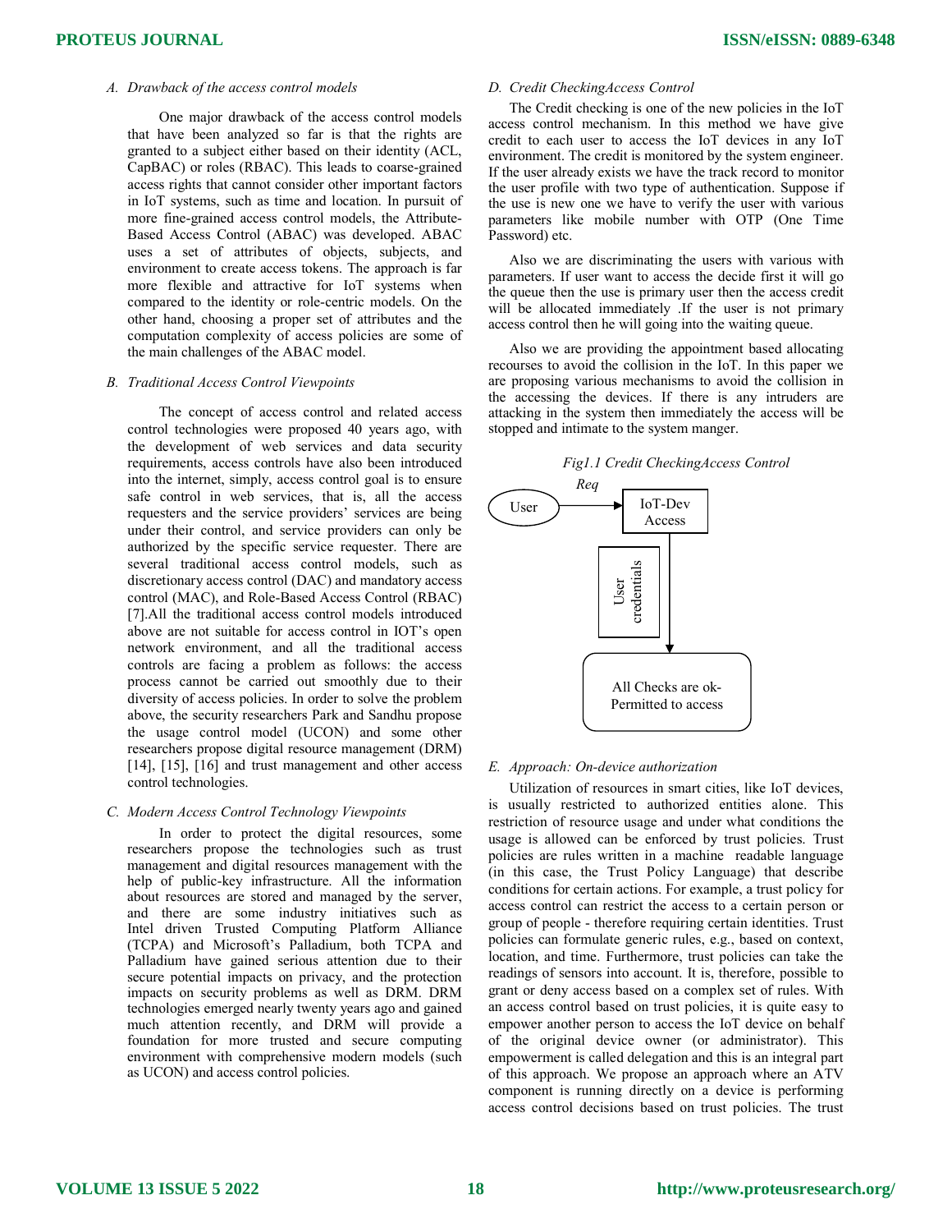### A. Drawback of the access control models

One major drawback of the access control models that have been analyzed so far is that the rights are granted to a subject either based on their identity (ACL, CapBAC) or roles (RBAC). This leads to coarse-grained access rights that cannot consider other important factors in IoT systems, such as time and location. In pursuit of more fine-grained access control models, the Attribute-Based Access Control (ABAC) was developed. ABAC uses a set of attributes of objects, subjects, and environment to create access tokens. The approach is far more flexible and attractive for IoT systems when compared to the identity or role-centric models. On the other hand, choosing a proper set of attributes and the computation complexity of access policies are some of the main challenges of the ABAC model.

### B. Traditional Access Control Viewpoints

The concept of access control and related access control technologies were proposed 40 years ago, with the development of web services and data security requirements, access controls have also been introduced into the internet, simply, access control goal is to ensure safe control in web services, that is, all the access requesters and the service providers' services are being under their control, and service providers can only be authorized by the specific service requester. There are several traditional access control models, such as discretionary access control (DAC) and mandatory access control (MAC), and Role-Based Access Control (RBAC) [7].All the traditional access control models introduced above are not suitable for access control in IOT's open network environment, and all the traditional access controls are facing a problem as follows: the access process cannot be carried out smoothly due to their diversity of access policies. In order to solve the problem above, the security researchers Park and Sandhu propose the usage control model (UCON) and some other researchers propose digital resource management (DRM) [14], [15], [16] and trust management and other access control technologies.

### C. Modern Access Control Technology Viewpoints

In order to protect the digital resources, some researchers propose the technologies such as trust management and digital resources management with the help of public-key infrastructure. All the information about resources are stored and managed by the server, and there are some industry initiatives such as Intel driven Trusted Computing Platform Alliance (TCPA) and Microsoft's Palladium, both TCPA and Palladium have gained serious attention due to their secure potential impacts on privacy, and the protection impacts on security problems as well as DRM. DRM technologies emerged nearly twenty years ago and gained much attention recently, and DRM will provide a foundation for more trusted and secure computing environment with comprehensive modern models (such as UCON) and access control policies.

### D. Credit CheckingAccess Control

The Credit checking is one of the new policies in the IoT access control mechanism. In this method we have give credit to each user to access the IoT devices in any IoT environment. The credit is monitored by the system engineer. If the user already exists we have the track record to monitor the user profile with two type of authentication. Suppose if the use is new one we have to verify the user with various parameters like mobile number with OTP (One Time Password) etc.

Also we are discriminating the users with various with parameters. If user want to access the decide first it will go the queue then the use is primary user then the access credit will be allocated immediately .If the user is not primary access control then he will going into the waiting queue.

Also we are providing the appointment based allocating recourses to avoid the collision in the IoT. In this paper we are proposing various mechanisms to avoid the collision in the accessing the devices. If there is any intruders are attacking in the system then immediately the access will be stopped and intimate to the system manger.

*Fig1.1 Credit CheckingAccess Control*

User → (Req) → IoT-Dev Access → (User credentials) → All Checks are ok-Permitted to access

### E. Approach: On-device authorization

Utilization of resources in smart cities, like IoT devices, is usually restricted to authorized entities alone. This restriction of resource usage and under what conditions the usage is allowed can be enforced by trust policies. Trust policies are rules written in a machine readable language (in this case, the Trust Policy Language) that describe conditions for certain actions. For example, a trust policy for access control can restrict the access to a certain person or group of people - therefore requiring certain identities. Trust policies can formulate generic rules, e.g., based on context, location, and time. Furthermore, trust policies can take the readings of sensors into account. It is, therefore, possible to grant or deny access based on a complex set of rules. With an access control based on trust policies, it is quite easy to empower another person to access the IoT device on behalf of the original device owner (or administrator). This empowerment is called delegation and this is an integral part of this approach. We propose an approach where an ATV component is running directly on a device is performing access control decisions based on trust policies. The trust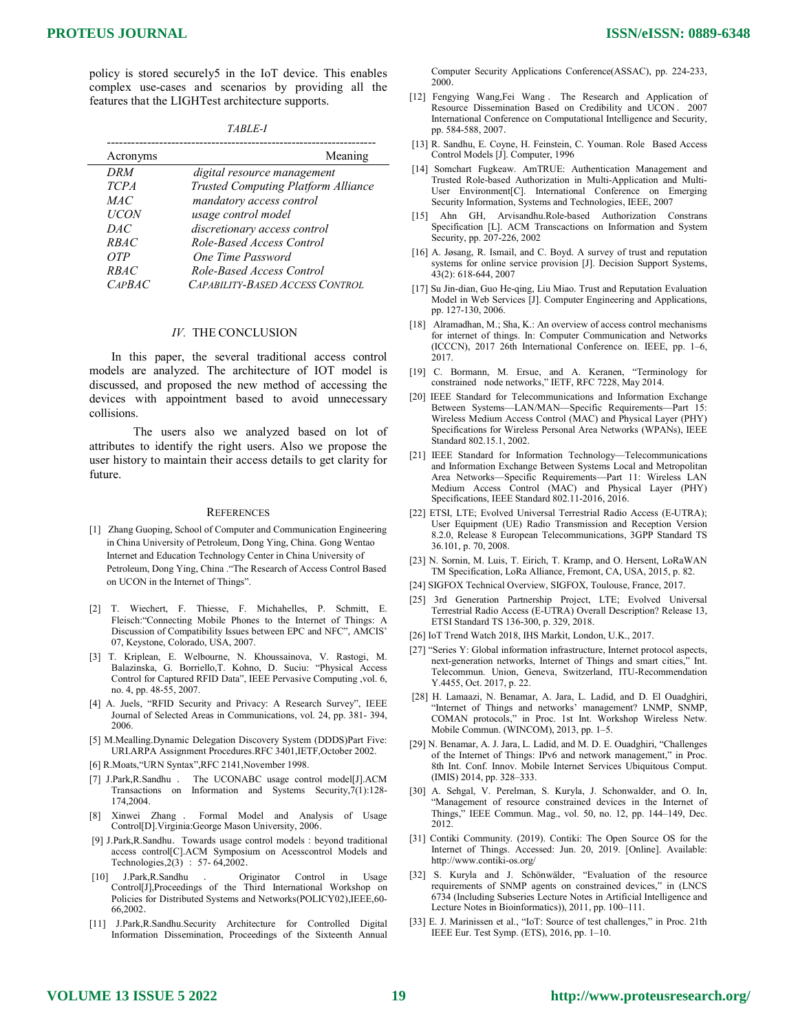policy is stored securely5 in the IoT device. This enables complex use-cases and scenarios by providing all the features that the LIGHTest architecture supports.

*TABLE-I*

| Acronyms | Meaning |
|---|---|
| *DRM* | *digital resource management* |
| *TCPA* | *Trusted Computing Platform Alliance* |
| *MAC* | *mandatory access control* |
| *UCON* | *usage control model* |
| *DAC* | *discretionary access control* |
| *RBAC* | *Role-Based Access Control* |
| *OTP* | *One Time Password* |
| *RBAC* | *Role-Based Access Control* |
| *CAPBAC* | *CAPABILITY-BASED ACCESS CONTROL* |

## *IV.* THE CONCLUSION

In this paper, the several traditional access control models are analyzed. The architecture of IOT model is discussed, and proposed the new method of accessing the devices with appointment based to avoid unnecessary collisions.

The users also we analyzed based on lot of attributes to identify the right users. Also we propose the user history to maintain their access details to get clarity for future.

## REFERENCES

[1] Zhang Guoping, School of Computer and Communication Engineering in China University of Petroleum, Dong Ying, China. Gong Wentao Internet and Education Technology Center in China University of Petroleum, Dong Ying, China ."The Research of Access Control Based on UCON in the Internet of Things".

[2] T. Wiechert, F. Thiesse, F. Michahelles, P. Schmitt, E. Fleisch:"Connecting Mobile Phones to the Internet of Things: A Discussion of Compatibility Issues between EPC and NFC", AMCIS' 07, Keystone, Colorado, USA, 2007.

[3] T. Kriplean, E. Welbourne, N. Khoussainova, V. Rastogi, M. Balazinska, G. Borriello,T. Kohno, D. Suciu: "Physical Access Control for Captured RFID Data", IEEE Pervasive Computing ,vol. 6, no. 4, pp. 48-55, 2007.

[4] A. Juels, "RFID Security and Privacy: A Research Survey", IEEE Journal of Selected Areas in Communications, vol. 24, pp. 381- 394, 2006.

[5] M.Mealling.Dynamic Delegation Discovery System (DDDS)Part Five: URI.ARPA Assignment Procedures.RFC 3401,IETF,October 2002.

[6] R.Moats,"URN Syntax",RFC 2141,November 1998.

[7] J.Park,R.Sandhu . The UCONABC usage control model[J].ACM Transactions on Information and Systems Security,7(1):128-174,2004.

[8] Xinwei Zhang . Formal Model and Analysis of Usage Control[D].Virginia:George Mason University, 2006.

[9] J.Park,R.Sandhu. Towards usage control models : beyond traditional access control[C].ACM Symposium on Acesscontrol Models and Technologies,2(3) : 57- 64,2002.

[10] J.Park,R.Sandhu . Originator Control in Usage Control[J],Proceedings of the Third International Workshop on Policies for Distributed Systems and Networks(POLICY02),IEEE,60-66,2002.

[11] J.Park,R.Sandhu.Security Architecture for Controlled Digital Information Dissemination, Proceedings of the Sixteenth Annual Computer Security Applications Conference(ASSAC), pp. 224-233, 2000.

[12] Fengying Wang,Fei Wang . The Research and Application of Resource Dissemination Based on Credibility and UCON . 2007 International Conference on Computational Intelligence and Security, pp. 584-588, 2007.

[13] R. Sandhu, E. Coyne, H. Feinstein, C. Youman. Role Based Access Control Models [J]. Computer, 1996

[14] Somchart Fugkeaw. AmTRUE: Authentication Management and Trusted Role-based Authorization in Multi-Application and Multi-User Environment[C]. International Conference on Emerging Security Information, Systems and Technologies, IEEE, 2007

[15] Ahn GH, Arvisandhu.Role-based Authorization Constrans Specification [L]. ACM Transcactions on Information and System Security, pp. 207-226, 2002

[16] A. Jøsang, R. Ismail, and C. Boyd. A survey of trust and reputation systems for online service provision [J]. Decision Support Systems, 43(2): 618-644, 2007

[17] Su Jin-dian, Guo He-qing, Liu Miao. Trust and Reputation Evaluation Model in Web Services [J]. Computer Engineering and Applications, pp. 127-130, 2006.

[18] Alramadhan, M.; Sha, K.: An overview of access control mechanisms for internet of things. In: Computer Communication and Networks (ICCCN), 2017 26th International Conference on. IEEE, pp. 1–6, 2017.

[19] C. Bormann, M. Ersue, and A. Keranen, "Terminology for constrained node networks," IETF, RFC 7228, May 2014.

[20] IEEE Standard for Telecommunications and Information Exchange Between Systems—LAN/MAN—Specific Requirements—Part 15: Wireless Medium Access Control (MAC) and Physical Layer (PHY) Specifications for Wireless Personal Area Networks (WPANs), IEEE Standard 802.15.1, 2002.

[21] IEEE Standard for Information Technology—Telecommunications and Information Exchange Between Systems Local and Metropolitan Area Networks—Specific Requirements—Part 11: Wireless LAN Medium Access Control (MAC) and Physical Layer (PHY) Specifications, IEEE Standard 802.11-2016, 2016.

[22] ETSI, LTE; Evolved Universal Terrestrial Radio Access (E-UTRA); User Equipment (UE) Radio Transmission and Reception Version 8.2.0, Release 8 European Telecommunications, 3GPP Standard TS 36.101, p. 70, 2008.

[23] N. Sornin, M. Luis, T. Eirich, T. Kramp, and O. Hersent, LoRaWAN TM Specification, LoRa Alliance, Fremont, CA, USA, 2015, p. 82.

[24] SIGFOX Technical Overview, SIGFOX, Toulouse, France, 2017.

[25] 3rd Generation Partnership Project, LTE; Evolved Universal Terrestrial Radio Access (E-UTRA) Overall Description? Release 13, ETSI Standard TS 136-300, p. 329, 2018.

[26] IoT Trend Watch 2018, IHS Markit, London, U.K., 2017.

[27] "Series Y: Global information infrastructure, Internet protocol aspects, next-generation networks, Internet of Things and smart cities," Int. Telecommun. Union, Geneva, Switzerland, ITU-Recommendation Y.4455, Oct. 2017, p. 22.

[28] H. Lamaazi, N. Benamar, A. Jara, L. Ladid, and D. El Ouadghiri, "Internet of Things and networks' management? LNMP, SNMP, COMAN protocols," in Proc. 1st Int. Workshop Wireless Netw. Mobile Commun. (WINCOM), 2013, pp. 1–5.

[29] N. Benamar, A. J. Jara, L. Ladid, and M. D. E. Ouadghiri, "Challenges of the Internet of Things: IPv6 and network management," in Proc. 8th Int. Conf. Innov. Mobile Internet Services Ubiquitous Comput. (IMIS) 2014, pp. 328–333.

[30] A. Sehgal, V. Perelman, S. Kuryla, J. Schonwalder, and O. In, "Management of resource constrained devices in the Internet of Things," IEEE Commun. Mag., vol. 50, no. 12, pp. 144–149, Dec. 2012.

[31] Contiki Community. (2019). Contiki: The Open Source OS for the Internet of Things. Accessed: Jun. 20, 2019. [Online]. Available: http://www.contiki-os.org/

[32] S. Kuryla and J. Schönwälder, "Evaluation of the resource requirements of SNMP agents on constrained devices," in (LNCS 6734 (Including Subseries Lecture Notes in Artificial Intelligence and Lecture Notes in Bioinformatics)), 2011, pp. 100–111.

[33] E. J. Marinissen et al., "IoT: Source of test challenges," in Proc. 21th IEEE Eur. Test Symp. (ETS), 2016, pp. 1–10.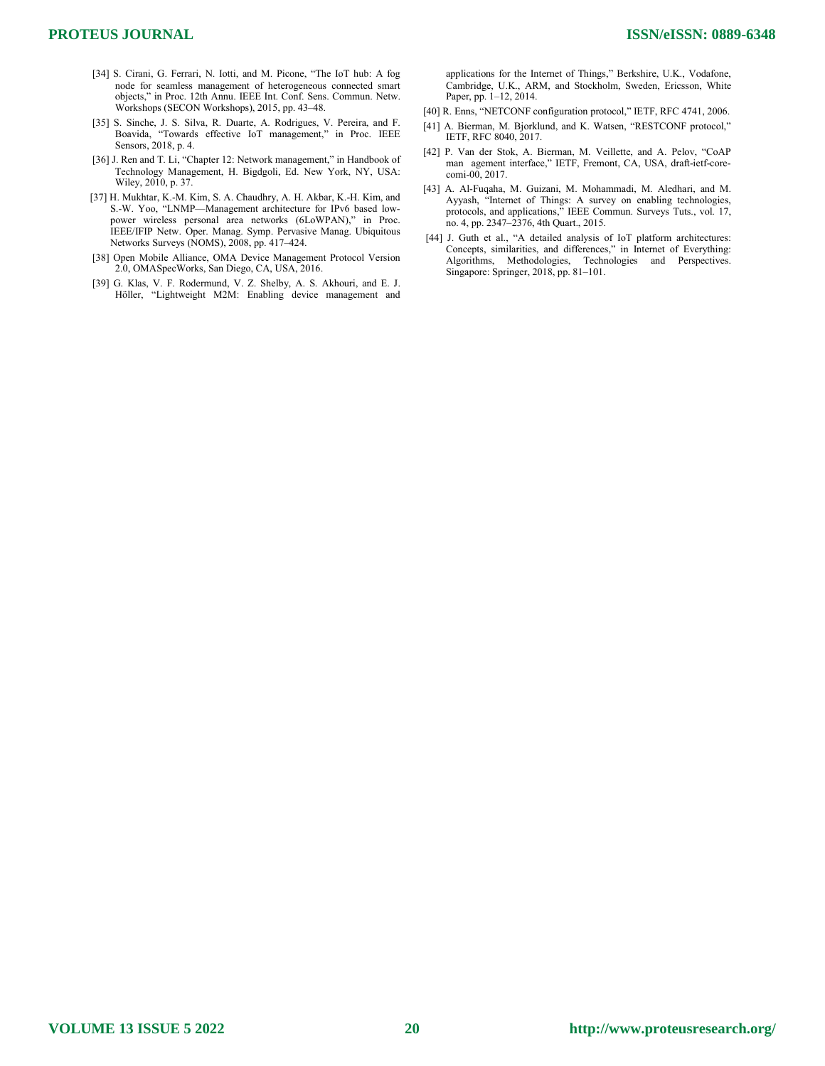[34] S. Cirani, G. Ferrari, N. Iotti, and M. Picone, "The IoT hub: A fog node for seamless management of heterogeneous connected smart objects," in Proc. 12th Annu. IEEE Int. Conf. Sens. Commun. Netw. Workshops (SECON Workshops), 2015, pp. 43–48.

[35] S. Sinche, J. S. Silva, R. Duarte, A. Rodrigues, V. Pereira, and F. Boavida, "Towards effective IoT management," in Proc. IEEE Sensors, 2018, p. 4.

[36] J. Ren and T. Li, "Chapter 12: Network management," in Handbook of Technology Management, H. Bigdgoli, Ed. New York, NY, USA: Wiley, 2010, p. 37.

[37] H. Mukhtar, K.-M. Kim, S. A. Chaudhry, A. H. Akbar, K.-H. Kim, and S.-W. Yoo, "LNMP—Management architecture for IPv6 based low-power wireless personal area networks (6LoWPAN)," in Proc. IEEE/IFIP Netw. Oper. Manag. Symp. Pervasive Manag. Ubiquitous Networks Surveys (NOMS), 2008, pp. 417–424.

[38] Open Mobile Alliance, OMA Device Management Protocol Version 2.0, OMASpecWorks, San Diego, CA, USA, 2016.

[39] G. Klas, V. F. Rodermund, V. Z. Shelby, A. S. Akhouri, and E. J. Höller, "Lightweight M2M: Enabling device management and applications for the Internet of Things," Berkshire, U.K., Vodafone, Cambridge, U.K., ARM, and Stockholm, Sweden, Ericsson, White Paper, pp. 1–12, 2014.

[40] R. Enns, "NETCONF configuration protocol," IETF, RFC 4741, 2006.

[41] A. Bierman, M. Bjorklund, and K. Watsen, "RESTCONF protocol," IETF, RFC 8040, 2017.

[42] P. Van der Stok, A. Bierman, M. Veillette, and A. Pelov, "CoAP man agement interface," IETF, Fremont, CA, USA, draft-ietf-core-comi-00, 2017.

[43] A. Al-Fuqaha, M. Guizani, M. Mohammadi, M. Aledhari, and M. Ayyash, "Internet of Things: A survey on enabling technologies, protocols, and applications," IEEE Commun. Surveys Tuts., vol. 17, no. 4, pp. 2347–2376, 4th Quart., 2015.

[44] J. Guth et al., "A detailed analysis of IoT platform architectures: Concepts, similarities, and differences," in Internet of Everything: Algorithms, Methodologies, Technologies and Perspectives. Singapore: Springer, 2018, pp. 81–101.